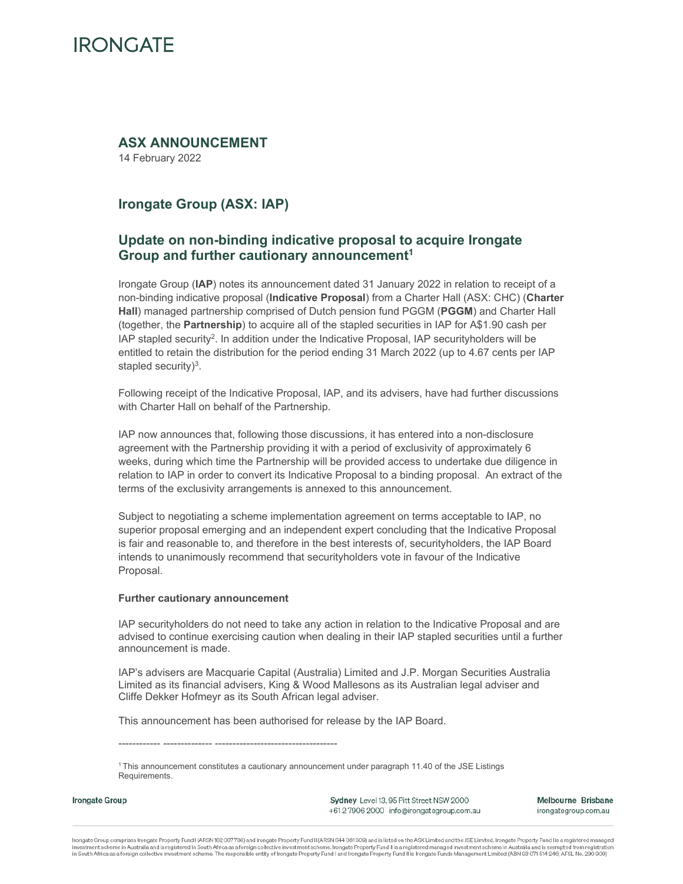# IRONGATE

## ASX ANNOUNCEMENT

14 February 2022

## Irongate Group (ASX: IAP)

## Update on non-binding indicative proposal to acquire Irongate Group and further cautionary announcement[1]

Irongate Group (**IAP**) notes its announcement dated 31 January 2022 in relation to receipt of a non-binding indicative proposal (**Indicative Proposal**) from a Charter Hall (ASX: CHC) (**Charter Hall**) managed partnership comprised of Dutch pension fund PGGM (**PGGM**) and Charter Hall (together, the **Partnership**) to acquire all of the stapled securities in IAP for A$1.90 cash per IAP stapled security[2]. In addition under the Indicative Proposal, IAP securityholders will be entitled to retain the distribution for the period ending 31 March 2022 (up to 4.67 cents per IAP stapled security)[3].

Following receipt of the Indicative Proposal, IAP, and its advisers, have had further discussions with Charter Hall on behalf of the Partnership.

IAP now announces that, following those discussions, it has entered into a non-disclosure agreement with the Partnership providing it with a period of exclusivity of approximately 6 weeks, during which time the Partnership will be provided access to undertake due diligence in relation to IAP in order to convert its Indicative Proposal to a binding proposal. An extract of the terms of the exclusivity arrangements is annexed to this announcement.

Subject to negotiating a scheme implementation agreement on terms acceptable to IAP, no superior proposal emerging and an independent expert concluding that the Indicative Proposal is fair and reasonable to, and therefore in the best interests of, securityholders, the IAP Board intends to unanimously recommend that securityholders vote in favour of the Indicative Proposal.

**Further cautionary announcement**

IAP securityholders do not need to take any action in relation to the Indicative Proposal and are advised to continue exercising caution when dealing in their IAP stapled securities until a further announcement is made.

IAP's advisers are Macquarie Capital (Australia) Limited and J.P. Morgan Securities Australia Limited as its financial advisers, King & Wood Mallesons as its Australian legal adviser and Cliffe Dekker Hofmeyr as its South African legal adviser.

This announcement has been authorised for release by the IAP Board.

------------ -------------- -----------------------------------

[1] This announcement constitutes a cautionary announcement under paragraph 11.40 of the JSE Listings Requirements.

Irongate Group

Sydney Level 13, 95 Pitt Street NSW 2000
+61 2 7906 2000 info@irongategroup.com.au

Melbourne Brisbane
irongategroup.com.au

Irongate Group comprises Irongate Property Fund I (ARSN 162 067 736) and Irongate Property Fund II (ARSN 644 081 309) and is listed on the ASX Limited and the JSE Limited. Irongate Property Fund I is a registered managed investment scheme in Australia and is registered in South Africa as a foreign collective investment scheme. Irongate Property Fund II is a registered managed investment scheme in Australia and is exempted from registration in South Africa as a foreign collective investment scheme. The responsible entity of Irongate Property Fund I and Irongate Property Fund II is Irongate Funds Management Limited (ABN 63 071 514 246; AFSL No. 290 909)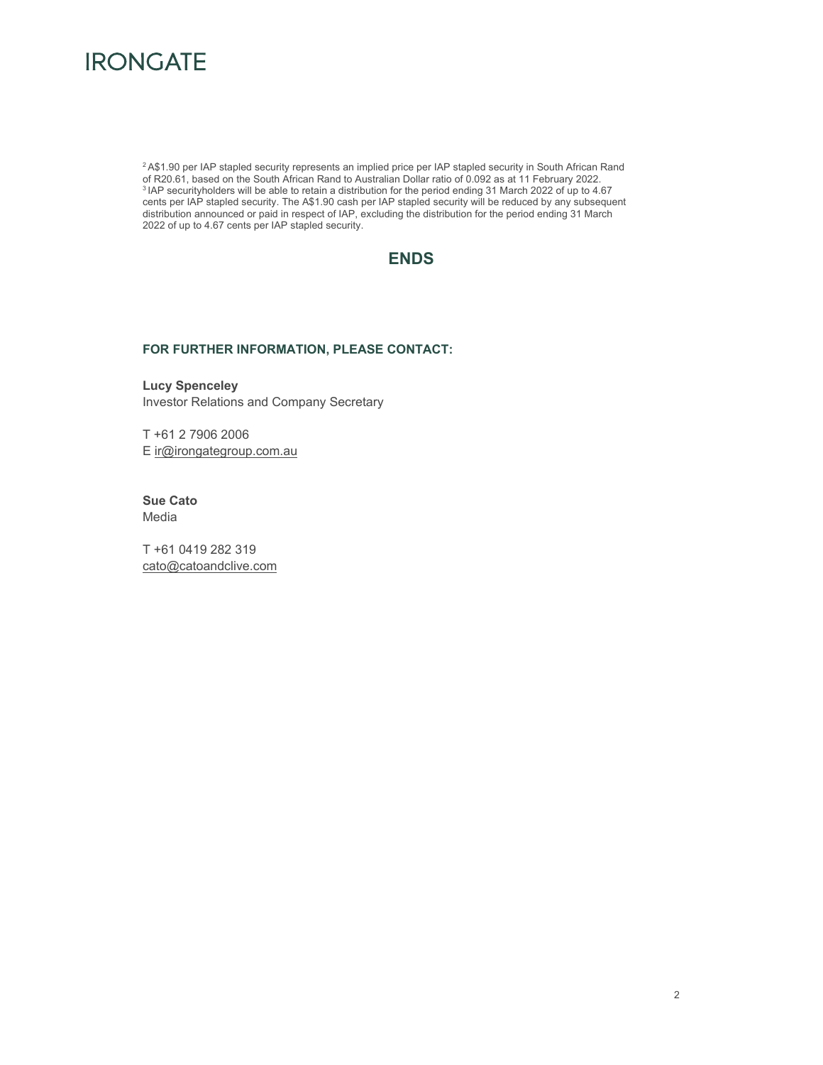[2] A$1.90 per IAP stapled security represents an implied price per IAP stapled security in South African Rand of R20.61, based on the South African Rand to Australian Dollar ratio of 0.092 as at 11 February 2022.
[3] IAP securityholders will be able to retain a distribution for the period ending 31 March 2022 of up to 4.67 cents per IAP stapled security. The A$1.90 cash per IAP stapled security will be reduced by any subsequent distribution announced or paid in respect of IAP, excluding the distribution for the period ending 31 March 2022 of up to 4.67 cents per IAP stapled security.

## ENDS

**FOR FURTHER INFORMATION, PLEASE CONTACT:**

**Lucy Spenceley**
Investor Relations and Company Secretary

T +61 2 7906 2006
E ir@irongategroup.com.au

**Sue Cato**
Media

T +61 0419 282 319
cato@catoandclive.com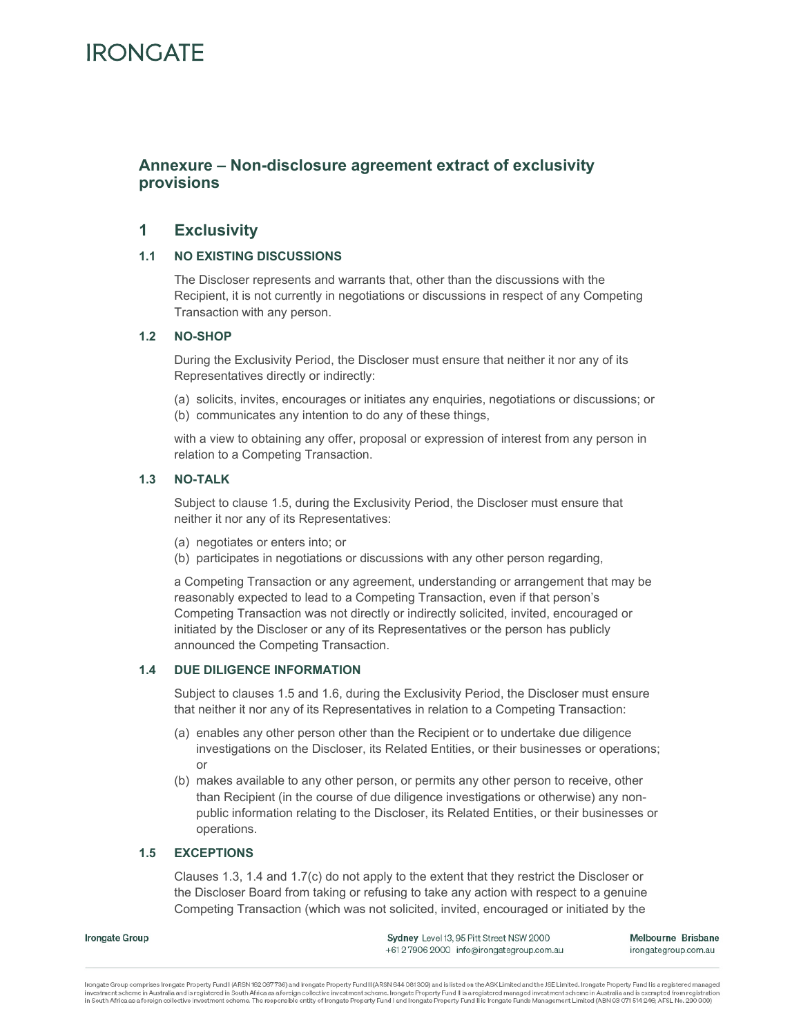## Annexure – Non-disclosure agreement extract of exclusivity provisions

## 1 Exclusivity

### 1.1 NO EXISTING DISCUSSIONS

The Discloser represents and warrants that, other than the discussions with the Recipient, it is not currently in negotiations or discussions in respect of any Competing Transaction with any person.

### 1.2 NO-SHOP

During the Exclusivity Period, the Discloser must ensure that neither it nor any of its Representatives directly or indirectly:

(a) solicits, invites, encourages or initiates any enquiries, negotiations or discussions; or
(b) communicates any intention to do any of these things,

with a view to obtaining any offer, proposal or expression of interest from any person in relation to a Competing Transaction.

### 1.3 NO-TALK

Subject to clause 1.5, during the Exclusivity Period, the Discloser must ensure that neither it nor any of its Representatives:

(a) negotiates or enters into; or
(b) participates in negotiations or discussions with any other person regarding,

a Competing Transaction or any agreement, understanding or arrangement that may be reasonably expected to lead to a Competing Transaction, even if that person's Competing Transaction was not directly or indirectly solicited, invited, encouraged or initiated by the Discloser or any of its Representatives or the person has publicly announced the Competing Transaction.

### 1.4 DUE DILIGENCE INFORMATION

Subject to clauses 1.5 and 1.6, during the Exclusivity Period, the Discloser must ensure that neither it nor any of its Representatives in relation to a Competing Transaction:

(a) enables any other person other than the Recipient or to undertake due diligence investigations on the Discloser, its Related Entities, or their businesses or operations; or
(b) makes available to any other person, or permits any other person to receive, other than Recipient (in the course of due diligence investigations or otherwise) any non-public information relating to the Discloser, its Related Entities, or their businesses or operations.

### 1.5 EXCEPTIONS

Clauses 1.3, 1.4 and 1.7(c) do not apply to the extent that they restrict the Discloser or the Discloser Board from taking or refusing to take any action with respect to a genuine Competing Transaction (which was not solicited, invited, encouraged or initiated by the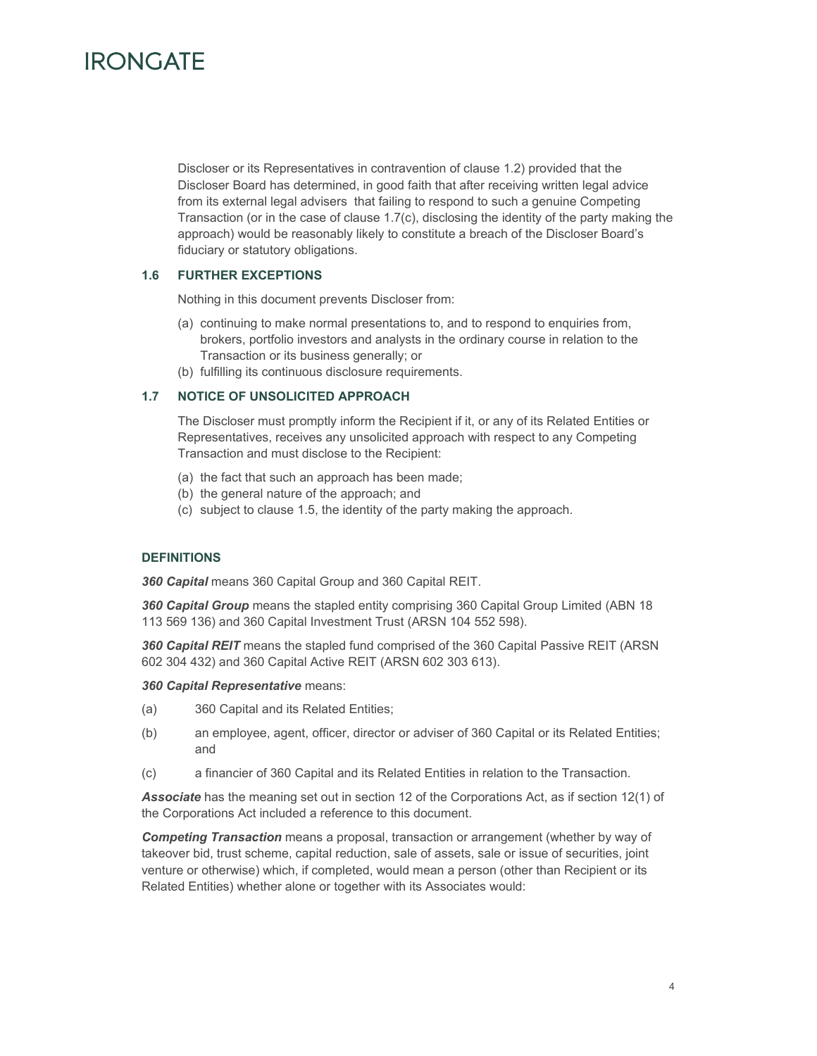Discloser or its Representatives in contravention of clause 1.2) provided that the Discloser Board has determined, in good faith that after receiving written legal advice from its external legal advisers that failing to respond to such a genuine Competing Transaction (or in the case of clause 1.7(c), disclosing the identity of the party making the approach) would be reasonably likely to constitute a breach of the Discloser Board's fiduciary or statutory obligations.

### 1.6 FURTHER EXCEPTIONS

Nothing in this document prevents Discloser from:

(a) continuing to make normal presentations to, and to respond to enquiries from, brokers, portfolio investors and analysts in the ordinary course in relation to the Transaction or its business generally; or
(b) fulfilling its continuous disclosure requirements.

### 1.7 NOTICE OF UNSOLICITED APPROACH

The Discloser must promptly inform the Recipient if it, or any of its Related Entities or Representatives, receives any unsolicited approach with respect to any Competing Transaction and must disclose to the Recipient:

(a) the fact that such an approach has been made;
(b) the general nature of the approach; and
(c) subject to clause 1.5, the identity of the party making the approach.

### DEFINITIONS

***360 Capital*** means 360 Capital Group and 360 Capital REIT.

***360 Capital Group*** means the stapled entity comprising 360 Capital Group Limited (ABN 18 113 569 136) and 360 Capital Investment Trust (ARSN 104 552 598).

***360 Capital REIT*** means the stapled fund comprised of the 360 Capital Passive REIT (ARSN 602 304 432) and 360 Capital Active REIT (ARSN 602 303 613).

***360 Capital Representative*** means:

(a) 360 Capital and its Related Entities;

(b) an employee, agent, officer, director or adviser of 360 Capital or its Related Entities; and

(c) a financier of 360 Capital and its Related Entities in relation to the Transaction.

***Associate*** has the meaning set out in section 12 of the Corporations Act, as if section 12(1) of the Corporations Act included a reference to this document.

***Competing Transaction*** means a proposal, transaction or arrangement (whether by way of takeover bid, trust scheme, capital reduction, sale of assets, sale or issue of securities, joint venture or otherwise) which, if completed, would mean a person (other than Recipient or its Related Entities) whether alone or together with its Associates would: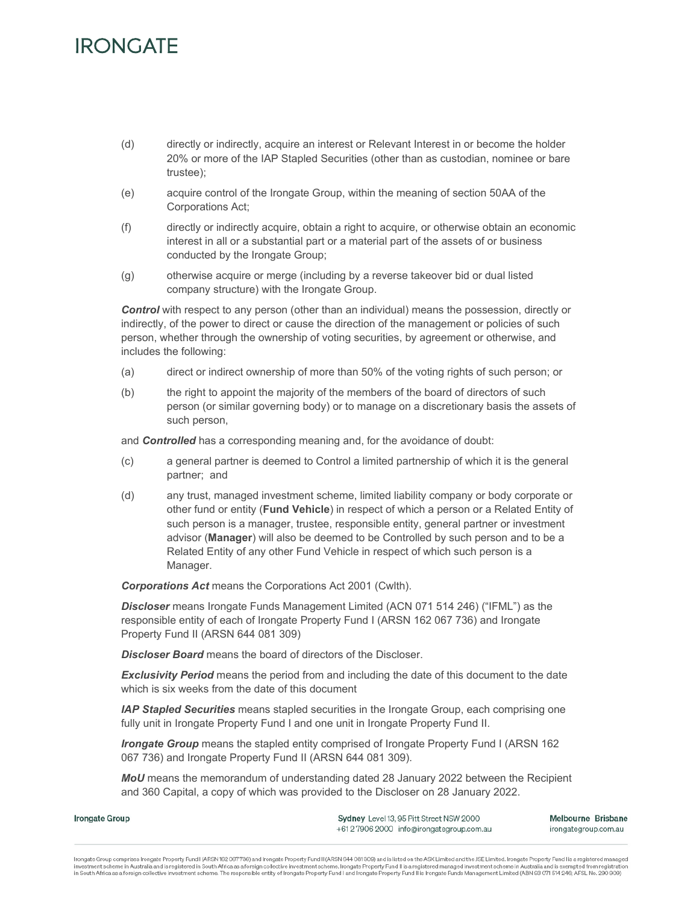(d) directly or indirectly, acquire an interest or Relevant Interest in or become the holder 20% or more of the IAP Stapled Securities (other than as custodian, nominee or bare trustee);

(e) acquire control of the Irongate Group, within the meaning of section 50AA of the Corporations Act;

(f) directly or indirectly acquire, obtain a right to acquire, or otherwise obtain an economic interest in all or a substantial part or a material part of the assets of or business conducted by the Irongate Group;

(g) otherwise acquire or merge (including by a reverse takeover bid or dual listed company structure) with the Irongate Group.

***Control*** with respect to any person (other than an individual) means the possession, directly or indirectly, of the power to direct or cause the direction of the management or policies of such person, whether through the ownership of voting securities, by agreement or otherwise, and includes the following:

(a) direct or indirect ownership of more than 50% of the voting rights of such person; or

(b) the right to appoint the majority of the members of the board of directors of such person (or similar governing body) or to manage on a discretionary basis the assets of such person,

and ***Controlled*** has a corresponding meaning and, for the avoidance of doubt:

(c) a general partner is deemed to Control a limited partnership of which it is the general partner; and

(d) any trust, managed investment scheme, limited liability company or body corporate or other fund or entity (**Fund Vehicle**) in respect of which a person or a Related Entity of such person is a manager, trustee, responsible entity, general partner or investment advisor (**Manager**) will also be deemed to be Controlled by such person and to be a Related Entity of any other Fund Vehicle in respect of which such person is a Manager.

***Corporations Act*** means the Corporations Act 2001 (Cwlth).

***Discloser*** means Irongate Funds Management Limited (ACN 071 514 246) ("IFML") as the responsible entity of each of Irongate Property Fund I (ARSN 162 067 736) and Irongate Property Fund II (ARSN 644 081 309)

***Discloser Board*** means the board of directors of the Discloser.

***Exclusivity Period*** means the period from and including the date of this document to the date which is six weeks from the date of this document

***IAP Stapled Securities*** means stapled securities in the Irongate Group, each comprising one fully unit in Irongate Property Fund I and one unit in Irongate Property Fund II.

***Irongate Group*** means the stapled entity comprised of Irongate Property Fund I (ARSN 162 067 736) and Irongate Property Fund II (ARSN 644 081 309).

***MoU*** means the memorandum of understanding dated 28 January 2022 between the Recipient and 360 Capital, a copy of which was provided to the Discloser on 28 January 2022.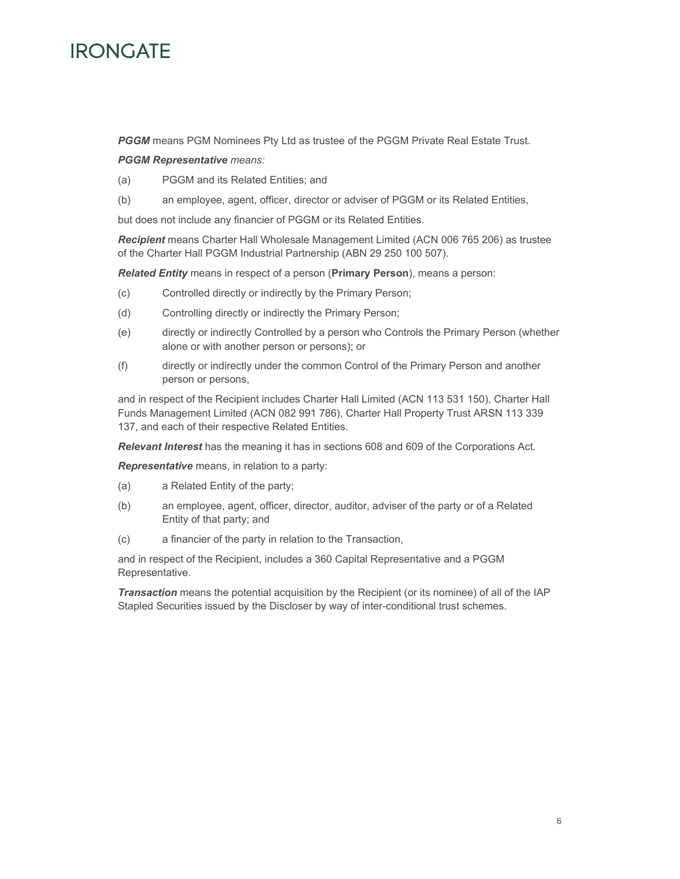***PGGM*** means PGM Nominees Pty Ltd as trustee of the PGGM Private Real Estate Trust.

***PGGM Representative*** *means:*

(a) PGGM and its Related Entities; and

(b) an employee, agent, officer, director or adviser of PGGM or its Related Entities,

but does not include any financier of PGGM or its Related Entities.

***Recipient*** means Charter Hall Wholesale Management Limited (ACN 006 765 206) as trustee of the Charter Hall PGGM Industrial Partnership (ABN 29 250 100 507).

***Related Entity*** means in respect of a person (**Primary Person**), means a person:

(c) Controlled directly or indirectly by the Primary Person;

(d) Controlling directly or indirectly the Primary Person;

(e) directly or indirectly Controlled by a person who Controls the Primary Person (whether alone or with another person or persons); or

(f) directly or indirectly under the common Control of the Primary Person and another person or persons,

and in respect of the Recipient includes Charter Hall Limited (ACN 113 531 150), Charter Hall Funds Management Limited (ACN 082 991 786), Charter Hall Property Trust ARSN 113 339 137, and each of their respective Related Entities.

***Relevant Interest*** has the meaning it has in sections 608 and 609 of the Corporations Act.

***Representative*** means, in relation to a party:

(a) a Related Entity of the party;

(b) an employee, agent, officer, director, auditor, adviser of the party or of a Related Entity of that party; and

(c) a financier of the party in relation to the Transaction,

and in respect of the Recipient, includes a 360 Capital Representative and a PGGM Representative.

***Transaction*** means the potential acquisition by the Recipient (or its nominee) of all of the IAP Stapled Securities issued by the Discloser by way of inter-conditional trust schemes.